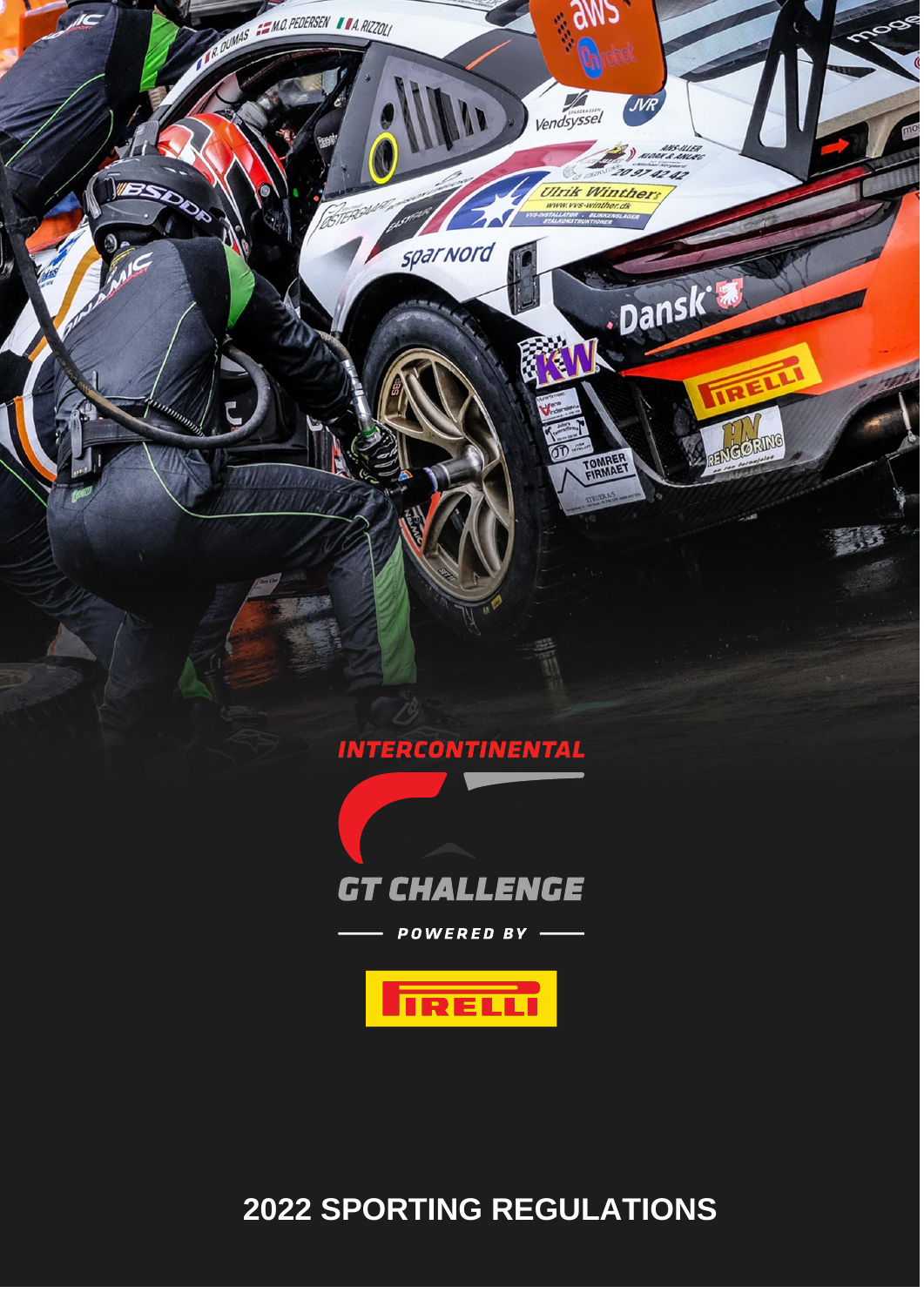INTERCONTINENTAL

GT CHALLENGE

POWERED BY

PIRELLI

# 2022 SPORTING REGULATIONS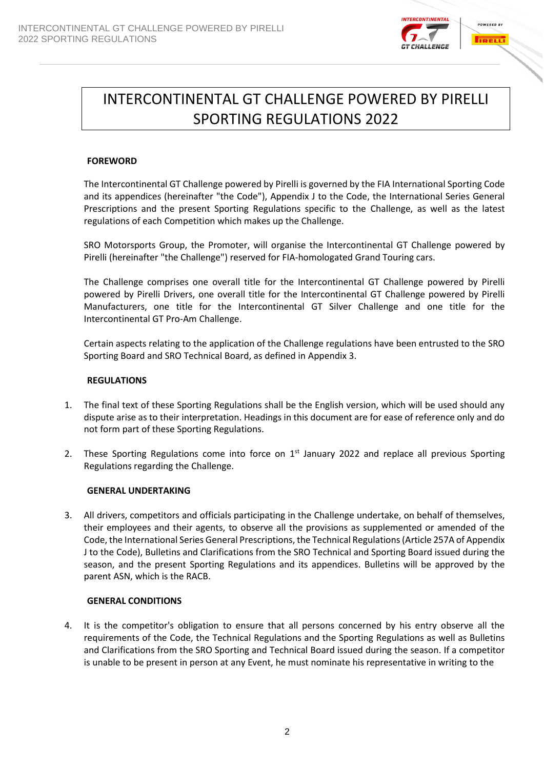# INTERCONTINENTAL GT CHALLENGE POWERED BY PIRELLI SPORTING REGULATIONS 2022

## FOREWORD

The Intercontinental GT Challenge powered by Pirelli is governed by the FIA International Sporting Code and its appendices (hereinafter "the Code"), Appendix J to the Code, the International Series General Prescriptions and the present Sporting Regulations specific to the Challenge, as well as the latest regulations of each Competition which makes up the Challenge.

SRO Motorsports Group, the Promoter, will organise the Intercontinental GT Challenge powered by Pirelli (hereinafter "the Challenge") reserved for FIA-homologated Grand Touring cars.

The Challenge comprises one overall title for the Intercontinental GT Challenge powered by Pirelli powered by Pirelli Drivers, one overall title for the Intercontinental GT Challenge powered by Pirelli Manufacturers, one title for the Intercontinental GT Silver Challenge and one title for the Intercontinental GT Pro-Am Challenge.

Certain aspects relating to the application of the Challenge regulations have been entrusted to the SRO Sporting Board and SRO Technical Board, as defined in Appendix 3.

## REGULATIONS

1. The final text of these Sporting Regulations shall be the English version, which will be used should any dispute arise as to their interpretation. Headings in this document are for ease of reference only and do not form part of these Sporting Regulations.

2. These Sporting Regulations come into force on 1st January 2022 and replace all previous Sporting Regulations regarding the Challenge.

## GENERAL UNDERTAKING

3. All drivers, competitors and officials participating in the Challenge undertake, on behalf of themselves, their employees and their agents, to observe all the provisions as supplemented or amended of the Code, the International Series General Prescriptions, the Technical Regulations (Article 257A of Appendix J to the Code), Bulletins and Clarifications from the SRO Technical and Sporting Board issued during the season, and the present Sporting Regulations and its appendices. Bulletins will be approved by the parent ASN, which is the RACB.

## GENERAL CONDITIONS

4. It is the competitor's obligation to ensure that all persons concerned by his entry observe all the requirements of the Code, the Technical Regulations and the Sporting Regulations as well as Bulletins and Clarifications from the SRO Sporting and Technical Board issued during the season. If a competitor is unable to be present in person at any Event, he must nominate his representative in writing to the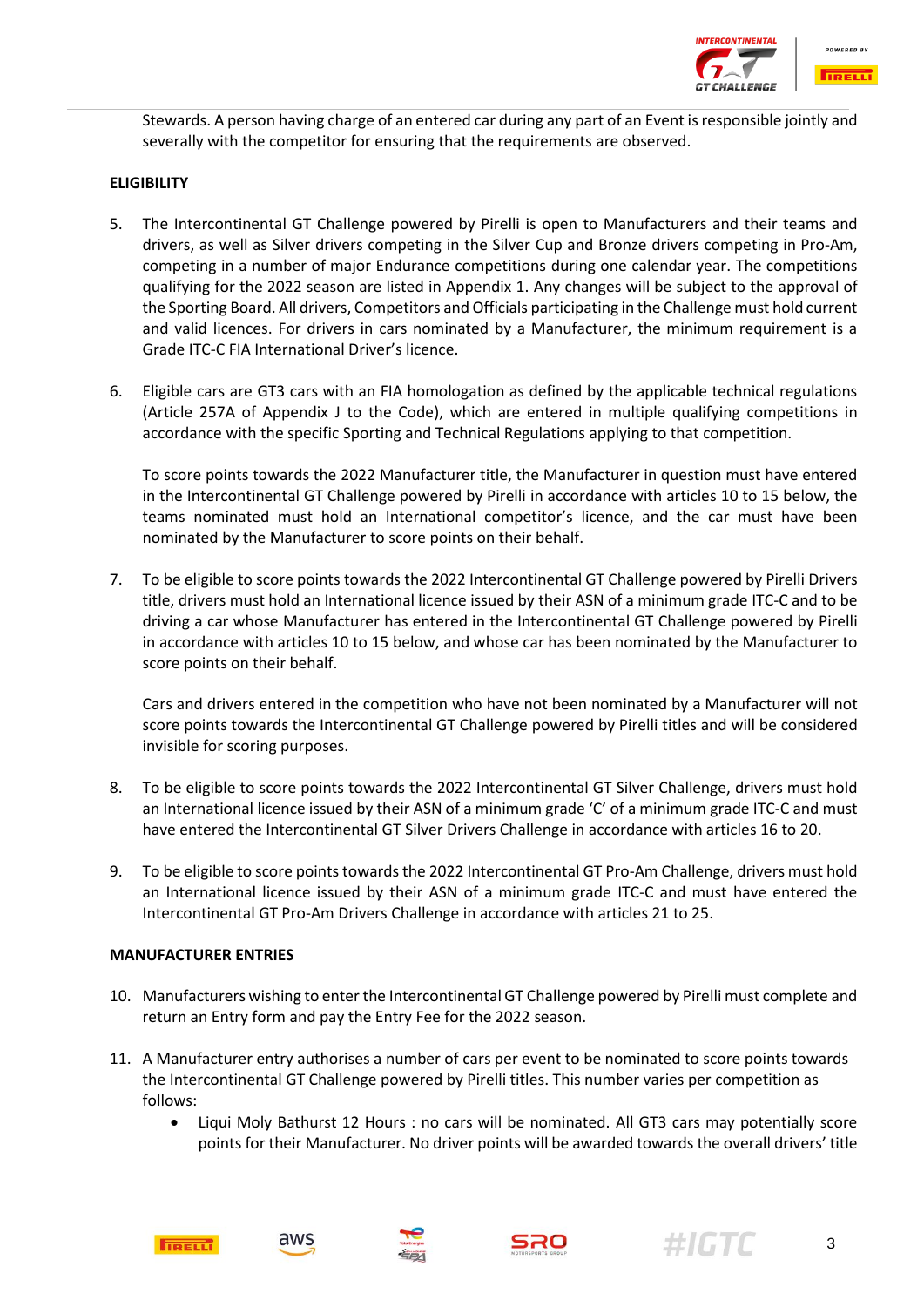Stewards. A person having charge of an entered car during any part of an Event is responsible jointly and severally with the competitor for ensuring that the requirements are observed.

**ELIGIBILITY**

5. The Intercontinental GT Challenge powered by Pirelli is open to Manufacturers and their teams and drivers, as well as Silver drivers competing in the Silver Cup and Bronze drivers competing in Pro-Am, competing in a number of major Endurance competitions during one calendar year. The competitions qualifying for the 2022 season are listed in Appendix 1. Any changes will be subject to the approval of the Sporting Board. All drivers, Competitors and Officials participating in the Challenge must hold current and valid licences. For drivers in cars nominated by a Manufacturer, the minimum requirement is a Grade ITC-C FIA International Driver's licence.

6. Eligible cars are GT3 cars with an FIA homologation as defined by the applicable technical regulations (Article 257A of Appendix J to the Code), which are entered in multiple qualifying competitions in accordance with the specific Sporting and Technical Regulations applying to that competition.

   To score points towards the 2022 Manufacturer title, the Manufacturer in question must have entered in the Intercontinental GT Challenge powered by Pirelli in accordance with articles 10 to 15 below, the teams nominated must hold an International competitor's licence, and the car must have been nominated by the Manufacturer to score points on their behalf.

7. To be eligible to score points towards the 2022 Intercontinental GT Challenge powered by Pirelli Drivers title, drivers must hold an International licence issued by their ASN of a minimum grade ITC-C and to be driving a car whose Manufacturer has entered in the Intercontinental GT Challenge powered by Pirelli in accordance with articles 10 to 15 below, and whose car has been nominated by the Manufacturer to score points on their behalf.

   Cars and drivers entered in the competition who have not been nominated by a Manufacturer will not score points towards the Intercontinental GT Challenge powered by Pirelli titles and will be considered invisible for scoring purposes.

8. To be eligible to score points towards the 2022 Intercontinental GT Silver Challenge, drivers must hold an International licence issued by their ASN of a minimum grade 'C' of a minimum grade ITC-C and must have entered the Intercontinental GT Silver Drivers Challenge in accordance with articles 16 to 20.

9. To be eligible to score points towards the 2022 Intercontinental GT Pro-Am Challenge, drivers must hold an International licence issued by their ASN of a minimum grade ITC-C and must have entered the Intercontinental GT Pro-Am Drivers Challenge in accordance with articles 21 to 25.

**MANUFACTURER ENTRIES**

10. Manufacturers wishing to enter the Intercontinental GT Challenge powered by Pirelli must complete and return an Entry form and pay the Entry Fee for the 2022 season.

11. A Manufacturer entry authorises a number of cars per event to be nominated to score points towards the Intercontinental GT Challenge powered by Pirelli titles. This number varies per competition as follows:
    - Liqui Moly Bathurst 12 Hours : no cars will be nominated. All GT3 cars may potentially score points for their Manufacturer. No driver points will be awarded towards the overall drivers' title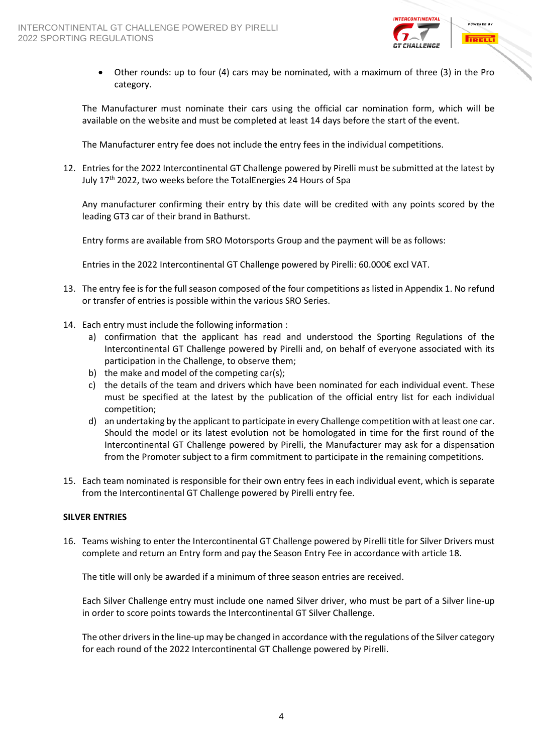- Other rounds: up to four (4) cars may be nominated, with a maximum of three (3) in the Pro category.

The Manufacturer must nominate their cars using the official car nomination form, which will be available on the website and must be completed at least 14 days before the start of the event.

The Manufacturer entry fee does not include the entry fees in the individual competitions.

12. Entries for the 2022 Intercontinental GT Challenge powered by Pirelli must be submitted at the latest by July 17th 2022, two weeks before the TotalEnergies 24 Hours of Spa

    Any manufacturer confirming their entry by this date will be credited with any points scored by the leading GT3 car of their brand in Bathurst.

    Entry forms are available from SRO Motorsports Group and the payment will be as follows:

    Entries in the 2022 Intercontinental GT Challenge powered by Pirelli: 60.000€ excl VAT.

13. The entry fee is for the full season composed of the four competitions as listed in Appendix 1. No refund or transfer of entries is possible within the various SRO Series.

14. Each entry must include the following information :
    a) confirmation that the applicant has read and understood the Sporting Regulations of the Intercontinental GT Challenge powered by Pirelli and, on behalf of everyone associated with its participation in the Challenge, to observe them;
    b) the make and model of the competing car(s);
    c) the details of the team and drivers which have been nominated for each individual event. These must be specified at the latest by the publication of the official entry list for each individual competition;
    d) an undertaking by the applicant to participate in every Challenge competition with at least one car. Should the model or its latest evolution not be homologated in time for the first round of the Intercontinental GT Challenge powered by Pirelli, the Manufacturer may ask for a dispensation from the Promoter subject to a firm commitment to participate in the remaining competitions.

15. Each team nominated is responsible for their own entry fees in each individual event, which is separate from the Intercontinental GT Challenge powered by Pirelli entry fee.

**SILVER ENTRIES**

16. Teams wishing to enter the Intercontinental GT Challenge powered by Pirelli title for Silver Drivers must complete and return an Entry form and pay the Season Entry Fee in accordance with article 18.

    The title will only be awarded if a minimum of three season entries are received.

    Each Silver Challenge entry must include one named Silver driver, who must be part of a Silver line-up in order to score points towards the Intercontinental GT Silver Challenge.

    The other drivers in the line-up may be changed in accordance with the regulations of the Silver category for each round of the 2022 Intercontinental GT Challenge powered by Pirelli.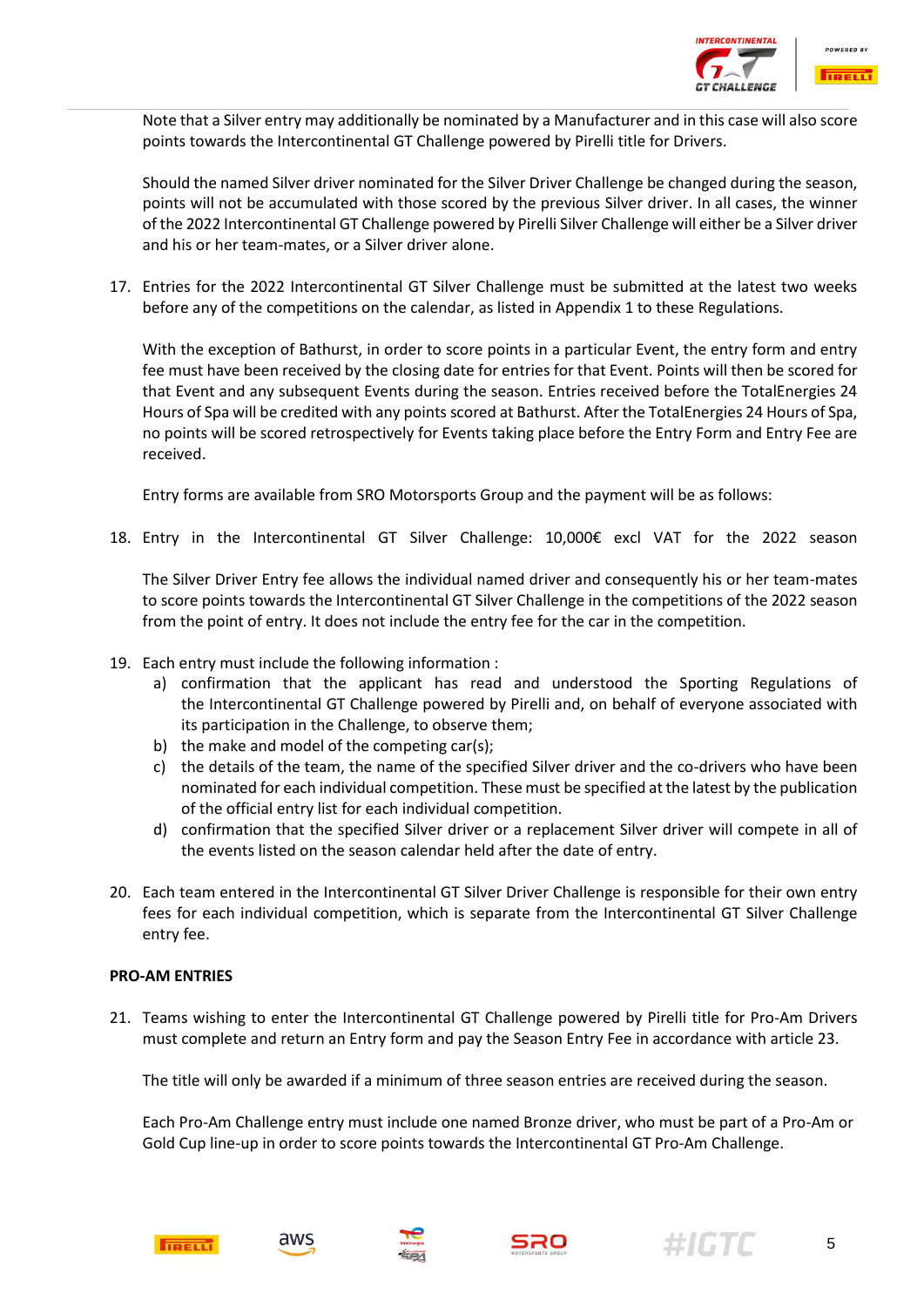Note that a Silver entry may additionally be nominated by a Manufacturer and in this case will also score points towards the Intercontinental GT Challenge powered by Pirelli title for Drivers.

Should the named Silver driver nominated for the Silver Driver Challenge be changed during the season, points will not be accumulated with those scored by the previous Silver driver. In all cases, the winner of the 2022 Intercontinental GT Challenge powered by Pirelli Silver Challenge will either be a Silver driver and his or her team-mates, or a Silver driver alone.

17. Entries for the 2022 Intercontinental GT Silver Challenge must be submitted at the latest two weeks before any of the competitions on the calendar, as listed in Appendix 1 to these Regulations.

    With the exception of Bathurst, in order to score points in a particular Event, the entry form and entry fee must have been received by the closing date for entries for that Event. Points will then be scored for that Event and any subsequent Events during the season. Entries received before the TotalEnergies 24 Hours of Spa will be credited with any points scored at Bathurst. After the TotalEnergies 24 Hours of Spa, no points will be scored retrospectively for Events taking place before the Entry Form and Entry Fee are received.

    Entry forms are available from SRO Motorsports Group and the payment will be as follows:

18. Entry in the Intercontinental GT Silver Challenge: 10,000€ excl VAT for the 2022 season

    The Silver Driver Entry fee allows the individual named driver and consequently his or her team-mates to score points towards the Intercontinental GT Silver Challenge in the competitions of the 2022 season from the point of entry. It does not include the entry fee for the car in the competition.

19. Each entry must include the following information :
    a) confirmation that the applicant has read and understood the Sporting Regulations of the Intercontinental GT Challenge powered by Pirelli and, on behalf of everyone associated with its participation in the Challenge, to observe them;
    b) the make and model of the competing car(s);
    c) the details of the team, the name of the specified Silver driver and the co-drivers who have been nominated for each individual competition. These must be specified at the latest by the publication of the official entry list for each individual competition.
    d) confirmation that the specified Silver driver or a replacement Silver driver will compete in all of the events listed on the season calendar held after the date of entry.

20. Each team entered in the Intercontinental GT Silver Driver Challenge is responsible for their own entry fees for each individual competition, which is separate from the Intercontinental GT Silver Challenge entry fee.

**PRO-AM ENTRIES**

21. Teams wishing to enter the Intercontinental GT Challenge powered by Pirelli title for Pro-Am Drivers must complete and return an Entry form and pay the Season Entry Fee in accordance with article 23.

    The title will only be awarded if a minimum of three season entries are received during the season.

    Each Pro-Am Challenge entry must include one named Bronze driver, who must be part of a Pro-Am or Gold Cup line-up in order to score points towards the Intercontinental GT Pro-Am Challenge.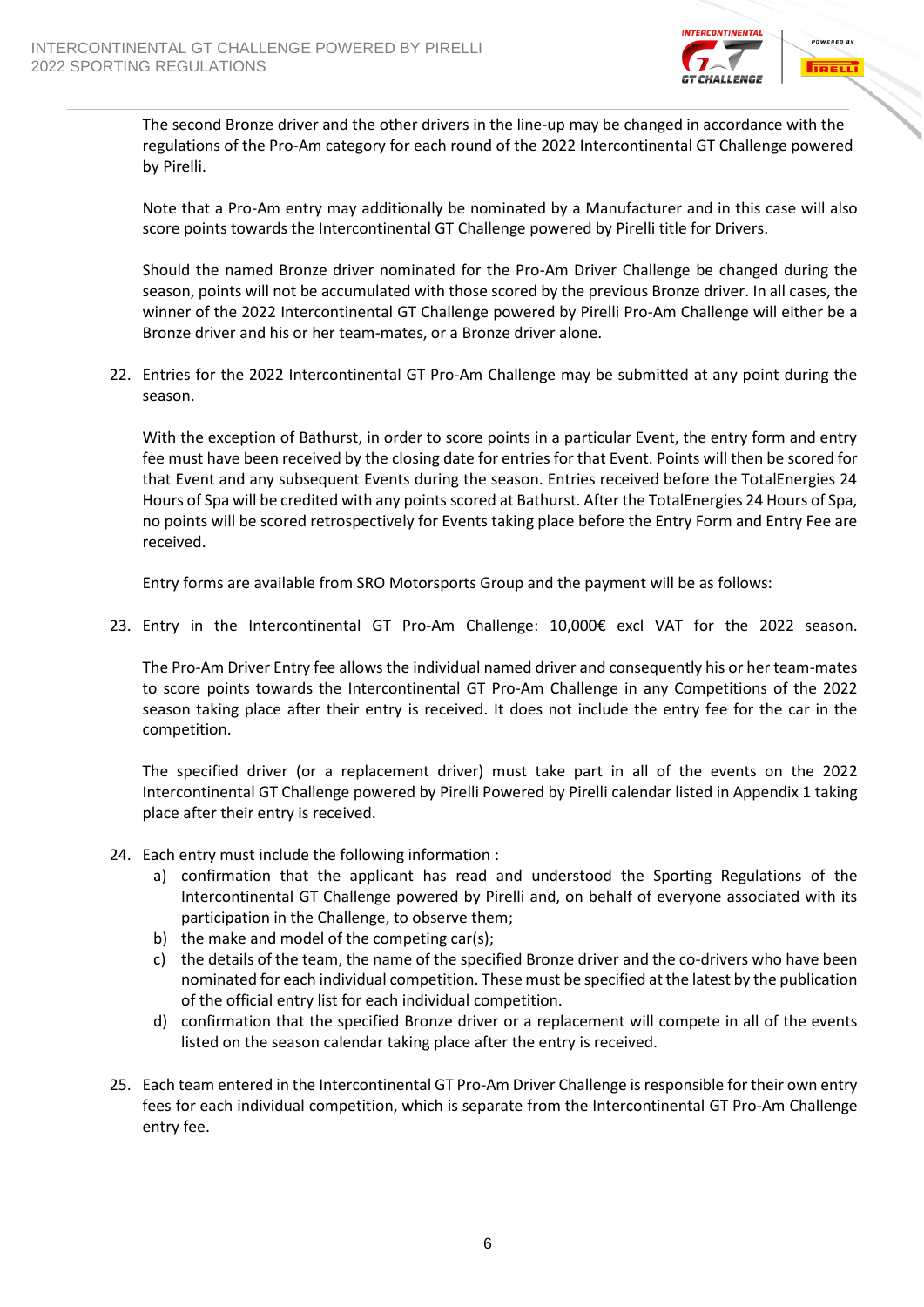The second Bronze driver and the other drivers in the line-up may be changed in accordance with the regulations of the Pro-Am category for each round of the 2022 Intercontinental GT Challenge powered by Pirelli.

Note that a Pro-Am entry may additionally be nominated by a Manufacturer and in this case will also score points towards the Intercontinental GT Challenge powered by Pirelli title for Drivers.

Should the named Bronze driver nominated for the Pro-Am Driver Challenge be changed during the season, points will not be accumulated with those scored by the previous Bronze driver. In all cases, the winner of the 2022 Intercontinental GT Challenge powered by Pirelli Pro-Am Challenge will either be a Bronze driver and his or her team-mates, or a Bronze driver alone.

22. Entries for the 2022 Intercontinental GT Pro-Am Challenge may be submitted at any point during the season.

    With the exception of Bathurst, in order to score points in a particular Event, the entry form and entry fee must have been received by the closing date for entries for that Event. Points will then be scored for that Event and any subsequent Events during the season. Entries received before the TotalEnergies 24 Hours of Spa will be credited with any points scored at Bathurst. After the TotalEnergies 24 Hours of Spa, no points will be scored retrospectively for Events taking place before the Entry Form and Entry Fee are received.

    Entry forms are available from SRO Motorsports Group and the payment will be as follows:

23. Entry in the Intercontinental GT Pro-Am Challenge: 10,000€ excl VAT for the 2022 season.

    The Pro-Am Driver Entry fee allows the individual named driver and consequently his or her team-mates to score points towards the Intercontinental GT Pro-Am Challenge in any Competitions of the 2022 season taking place after their entry is received. It does not include the entry fee for the car in the competition.

    The specified driver (or a replacement driver) must take part in all of the events on the 2022 Intercontinental GT Challenge powered by Pirelli Powered by Pirelli calendar listed in Appendix 1 taking place after their entry is received.

24. Each entry must include the following information :
    a) confirmation that the applicant has read and understood the Sporting Regulations of the Intercontinental GT Challenge powered by Pirelli and, on behalf of everyone associated with its participation in the Challenge, to observe them;
    b) the make and model of the competing car(s);
    c) the details of the team, the name of the specified Bronze driver and the co-drivers who have been nominated for each individual competition. These must be specified at the latest by the publication of the official entry list for each individual competition.
    d) confirmation that the specified Bronze driver or a replacement will compete in all of the events listed on the season calendar taking place after the entry is received.

25. Each team entered in the Intercontinental GT Pro-Am Driver Challenge is responsible for their own entry fees for each individual competition, which is separate from the Intercontinental GT Pro-Am Challenge entry fee.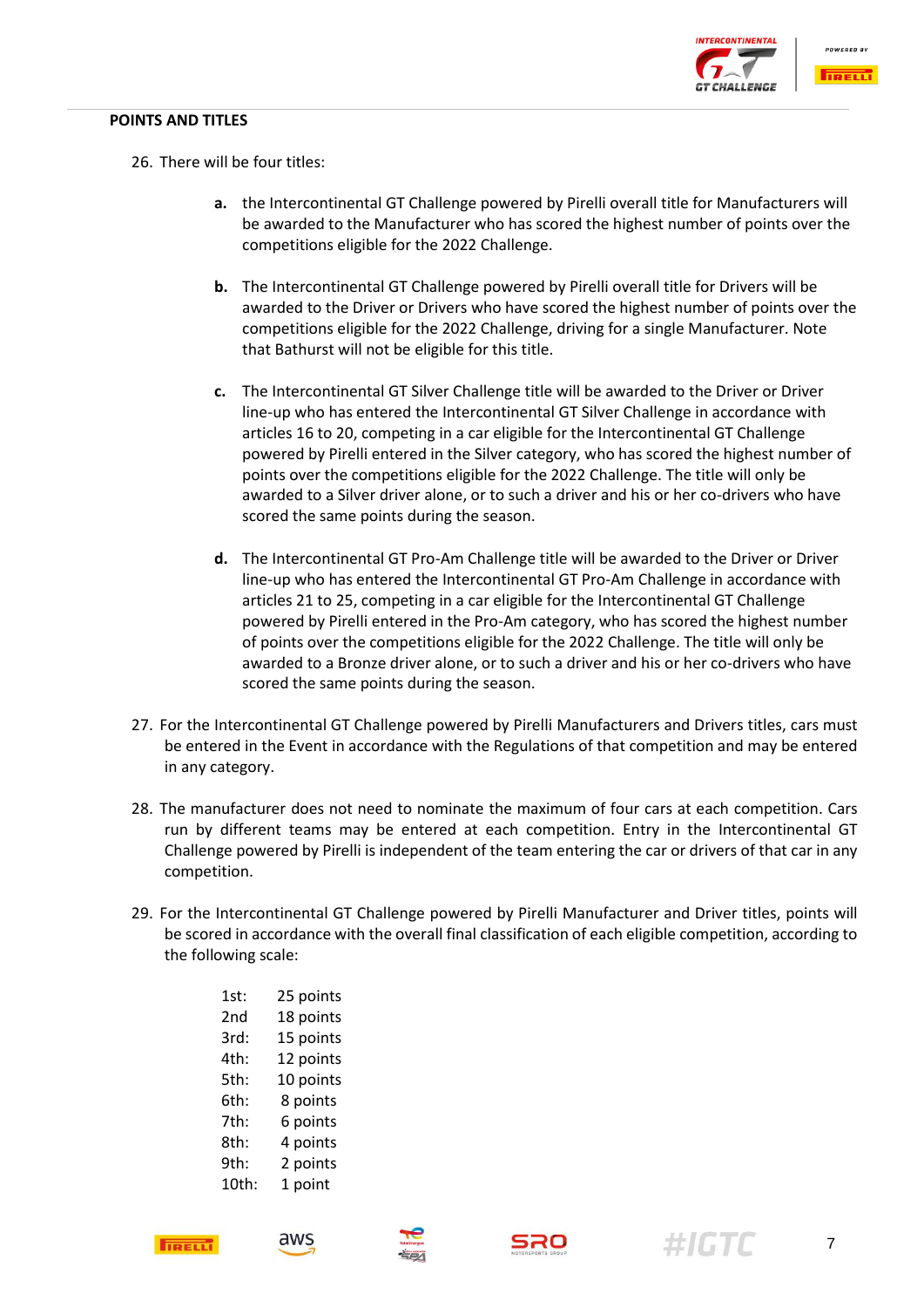**POINTS AND TITLES**

26. There will be four titles:

    **a.** the Intercontinental GT Challenge powered by Pirelli overall title for Manufacturers will be awarded to the Manufacturer who has scored the highest number of points over the competitions eligible for the 2022 Challenge.

    **b.** The Intercontinental GT Challenge powered by Pirelli overall title for Drivers will be awarded to the Driver or Drivers who have scored the highest number of points over the competitions eligible for the 2022 Challenge, driving for a single Manufacturer. Note that Bathurst will not be eligible for this title.

    **c.** The Intercontinental GT Silver Challenge title will be awarded to the Driver or Driver line-up who has entered the Intercontinental GT Silver Challenge in accordance with articles 16 to 20, competing in a car eligible for the Intercontinental GT Challenge powered by Pirelli entered in the Silver category, who has scored the highest number of points over the competitions eligible for the 2022 Challenge. The title will only be awarded to a Silver driver alone, or to such a driver and his or her co-drivers who have scored the same points during the season.

    **d.** The Intercontinental GT Pro-Am Challenge title will be awarded to the Driver or Driver line-up who has entered the Intercontinental GT Pro-Am Challenge in accordance with articles 21 to 25, competing in a car eligible for the Intercontinental GT Challenge powered by Pirelli entered in the Pro-Am category, who has scored the highest number of points over the competitions eligible for the 2022 Challenge. The title will only be awarded to a Bronze driver alone, or to such a driver and his or her co-drivers who have scored the same points during the season.

27. For the Intercontinental GT Challenge powered by Pirelli Manufacturers and Drivers titles, cars must be entered in the Event in accordance with the Regulations of that competition and may be entered in any category.

28. The manufacturer does not need to nominate the maximum of four cars at each competition. Cars run by different teams may be entered at each competition. Entry in the Intercontinental GT Challenge powered by Pirelli is independent of the team entering the car or drivers of that car in any competition.

29. For the Intercontinental GT Challenge powered by Pirelli Manufacturer and Driver titles, points will be scored in accordance with the overall final classification of each eligible competition, according to the following scale:

| | |
|---|---|
| 1st: | 25 points |
| 2nd | 18 points |
| 3rd: | 15 points |
| 4th: | 12 points |
| 5th: | 10 points |
| 6th: | 8 points |
| 7th: | 6 points |
| 8th: | 4 points |
| 9th: | 2 points |
| 10th: | 1 point |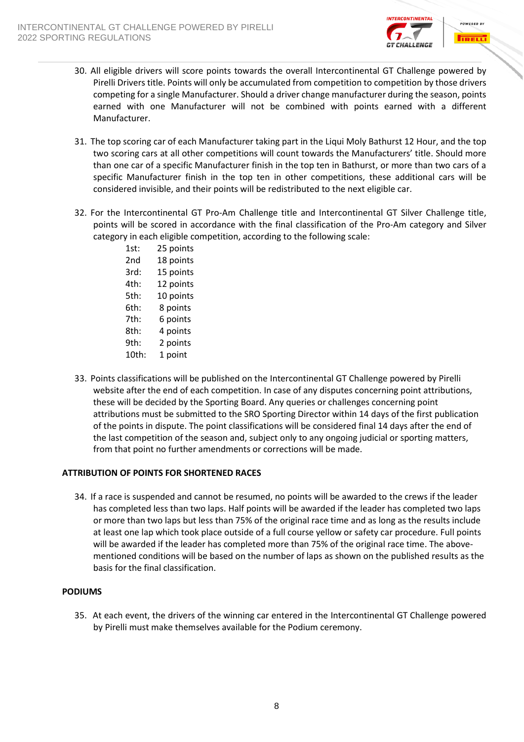30. All eligible drivers will score points towards the overall Intercontinental GT Challenge powered by Pirelli Drivers title. Points will only be accumulated from competition to competition by those drivers competing for a single Manufacturer. Should a driver change manufacturer during the season, points earned with one Manufacturer will not be combined with points earned with a different Manufacturer.

31. The top scoring car of each Manufacturer taking part in the Liqui Moly Bathurst 12 Hour, and the top two scoring cars at all other competitions will count towards the Manufacturers' title. Should more than one car of a specific Manufacturer finish in the top ten in Bathurst, or more than two cars of a specific Manufacturer finish in the top ten in other competitions, these additional cars will be considered invisible, and their points will be redistributed to the next eligible car.

32. For the Intercontinental GT Pro-Am Challenge title and Intercontinental GT Silver Challenge title, points will be scored in accordance with the final classification of the Pro-Am category and Silver category in each eligible competition, according to the following scale:

    1st: 25 points
    2nd 18 points
    3rd: 15 points
    4th: 12 points
    5th: 10 points
    6th: 8 points
    7th: 6 points
    8th: 4 points
    9th: 2 points
    10th: 1 point

33. Points classifications will be published on the Intercontinental GT Challenge powered by Pirelli website after the end of each competition. In case of any disputes concerning point attributions, these will be decided by the Sporting Board. Any queries or challenges concerning point attributions must be submitted to the SRO Sporting Director within 14 days of the first publication of the points in dispute. The point classifications will be considered final 14 days after the end of the last competition of the season and, subject only to any ongoing judicial or sporting matters, from that point no further amendments or corrections will be made.

**ATTRIBUTION OF POINTS FOR SHORTENED RACES**

34. If a race is suspended and cannot be resumed, no points will be awarded to the crews if the leader has completed less than two laps. Half points will be awarded if the leader has completed two laps or more than two laps but less than 75% of the original race time and as long as the results include at least one lap which took place outside of a full course yellow or safety car procedure. Full points will be awarded if the leader has completed more than 75% of the original race time. The above-mentioned conditions will be based on the number of laps as shown on the published results as the basis for the final classification.

**PODIUMS**

35. At each event, the drivers of the winning car entered in the Intercontinental GT Challenge powered by Pirelli must make themselves available for the Podium ceremony.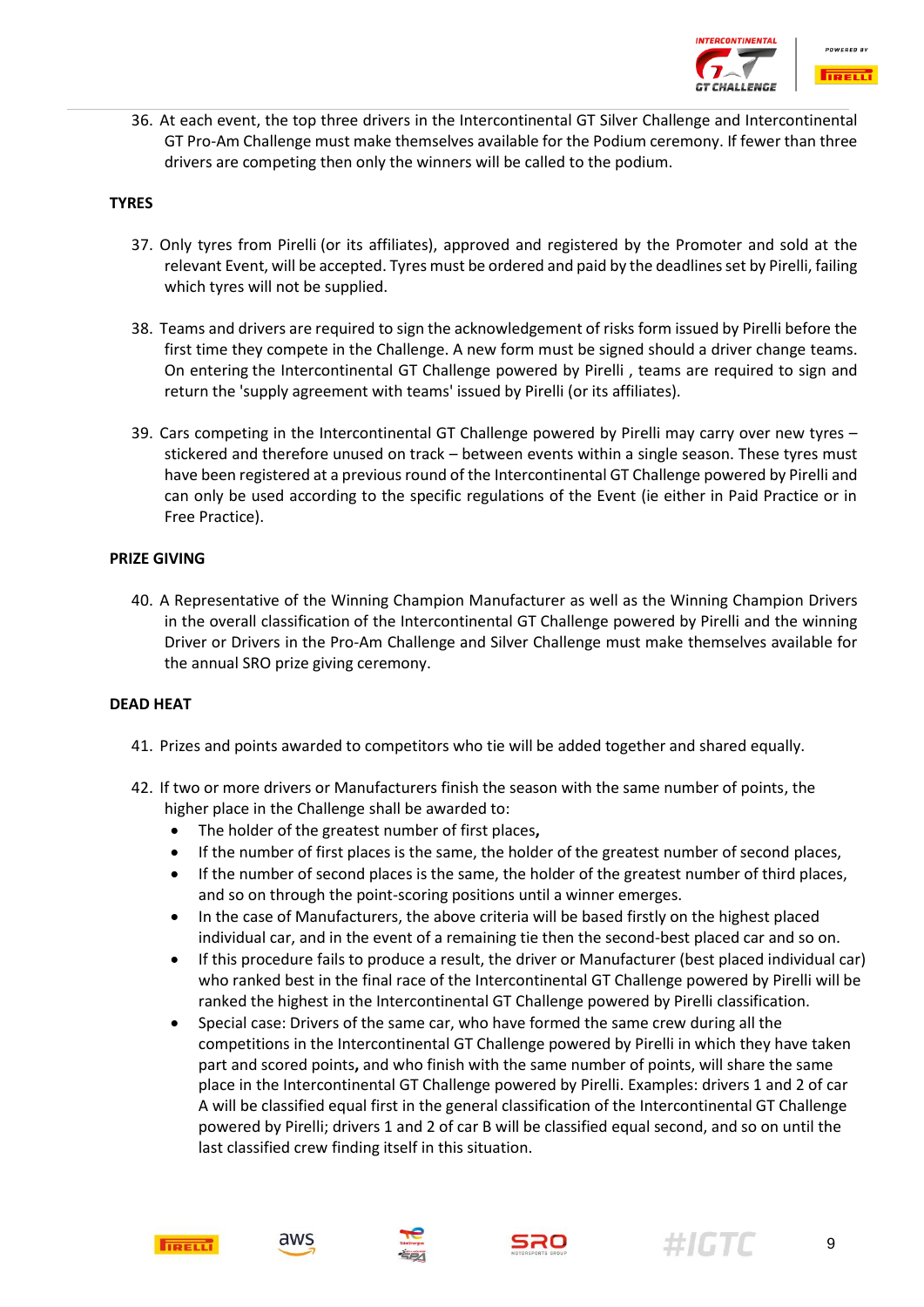36. At each event, the top three drivers in the Intercontinental GT Silver Challenge and Intercontinental GT Pro-Am Challenge must make themselves available for the Podium ceremony. If fewer than three drivers are competing then only the winners will be called to the podium.

**TYRES**

37. Only tyres from Pirelli (or its affiliates), approved and registered by the Promoter and sold at the relevant Event, will be accepted. Tyres must be ordered and paid by the deadlines set by Pirelli, failing which tyres will not be supplied.

38. Teams and drivers are required to sign the acknowledgement of risks form issued by Pirelli before the first time they compete in the Challenge. A new form must be signed should a driver change teams. On entering the Intercontinental GT Challenge powered by Pirelli , teams are required to sign and return the 'supply agreement with teams' issued by Pirelli (or its affiliates).

39. Cars competing in the Intercontinental GT Challenge powered by Pirelli may carry over new tyres – stickered and therefore unused on track – between events within a single season. These tyres must have been registered at a previous round of the Intercontinental GT Challenge powered by Pirelli and can only be used according to the specific regulations of the Event (ie either in Paid Practice or in Free Practice).

**PRIZE GIVING**

40. A Representative of the Winning Champion Manufacturer as well as the Winning Champion Drivers in the overall classification of the Intercontinental GT Challenge powered by Pirelli and the winning Driver or Drivers in the Pro-Am Challenge and Silver Challenge must make themselves available for the annual SRO prize giving ceremony.

**DEAD HEAT**

41. Prizes and points awarded to competitors who tie will be added together and shared equally.

42. If two or more drivers or Manufacturers finish the season with the same number of points, the higher place in the Challenge shall be awarded to:
    - The holder of the greatest number of first places**,**
    - If the number of first places is the same, the holder of the greatest number of second places,
    - If the number of second places is the same, the holder of the greatest number of third places, and so on through the point-scoring positions until a winner emerges.
    - In the case of Manufacturers, the above criteria will be based firstly on the highest placed individual car, and in the event of a remaining tie then the second-best placed car and so on.
    - If this procedure fails to produce a result, the driver or Manufacturer (best placed individual car) who ranked best in the final race of the Intercontinental GT Challenge powered by Pirelli will be ranked the highest in the Intercontinental GT Challenge powered by Pirelli classification.
    - Special case: Drivers of the same car, who have formed the same crew during all the competitions in the Intercontinental GT Challenge powered by Pirelli in which they have taken part and scored points**,** and who finish with the same number of points, will share the same place in the Intercontinental GT Challenge powered by Pirelli. Examples: drivers 1 and 2 of car A will be classified equal first in the general classification of the Intercontinental GT Challenge powered by Pirelli; drivers 1 and 2 of car B will be classified equal second, and so on until the last classified crew finding itself in this situation.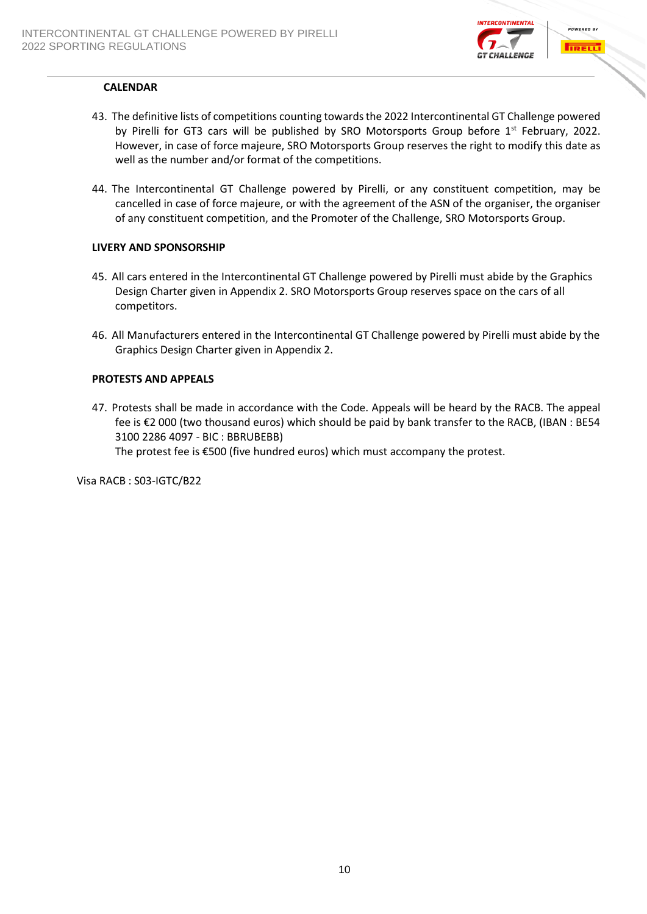### CALENDAR

43. The definitive lists of competitions counting towards the 2022 Intercontinental GT Challenge powered by Pirelli for GT3 cars will be published by SRO Motorsports Group before 1st February, 2022. However, in case of force majeure, SRO Motorsports Group reserves the right to modify this date as well as the number and/or format of the competitions.

44. The Intercontinental GT Challenge powered by Pirelli, or any constituent competition, may be cancelled in case of force majeure, or with the agreement of the ASN of the organiser, the organiser of any constituent competition, and the Promoter of the Challenge, SRO Motorsports Group.

### LIVERY AND SPONSORSHIP

45. All cars entered in the Intercontinental GT Challenge powered by Pirelli must abide by the Graphics Design Charter given in Appendix 2. SRO Motorsports Group reserves space on the cars of all competitors.

46. All Manufacturers entered in the Intercontinental GT Challenge powered by Pirelli must abide by the Graphics Design Charter given in Appendix 2.

### PROTESTS AND APPEALS

47. Protests shall be made in accordance with the Code. Appeals will be heard by the RACB. The appeal fee is €2 000 (two thousand euros) which should be paid by bank transfer to the RACB, (IBAN : BE54 3100 2286 4097 - BIC : BBRUBEBB)
    The protest fee is €500 (five hundred euros) which must accompany the protest.

Visa RACB : S03-IGTC/B22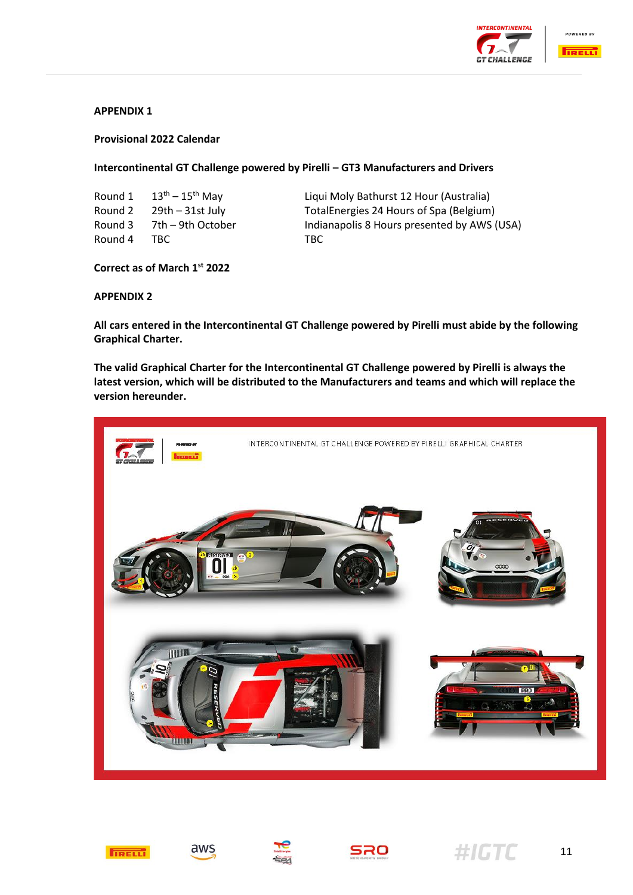**APPENDIX 1**

**Provisional 2022 Calendar**

**Intercontinental GT Challenge powered by Pirelli – GT3 Manufacturers and Drivers**

| | | |
|---|---|---|
| Round 1 | 13th – 15th May | Liqui Moly Bathurst 12 Hour (Australia) |
| Round 2 | 29th – 31st July | TotalEnergies 24 Hours of Spa (Belgium) |
| Round 3 | 7th – 9th October | Indianapolis 8 Hours presented by AWS (USA) |
| Round 4 | TBC | TBC |

**Correct as of March 1st 2022**

**APPENDIX 2**

**All cars entered in the Intercontinental GT Challenge powered by Pirelli must abide by the following Graphical Charter.**

**The valid Graphical Charter for the Intercontinental GT Challenge powered by Pirelli is always the latest version, which will be distributed to the Manufacturers and teams and which will replace the version hereunder.**

INTERCONTINENTAL GT CHALLENGE POWERED BY PIRELLI GRAPHICAL CHARTER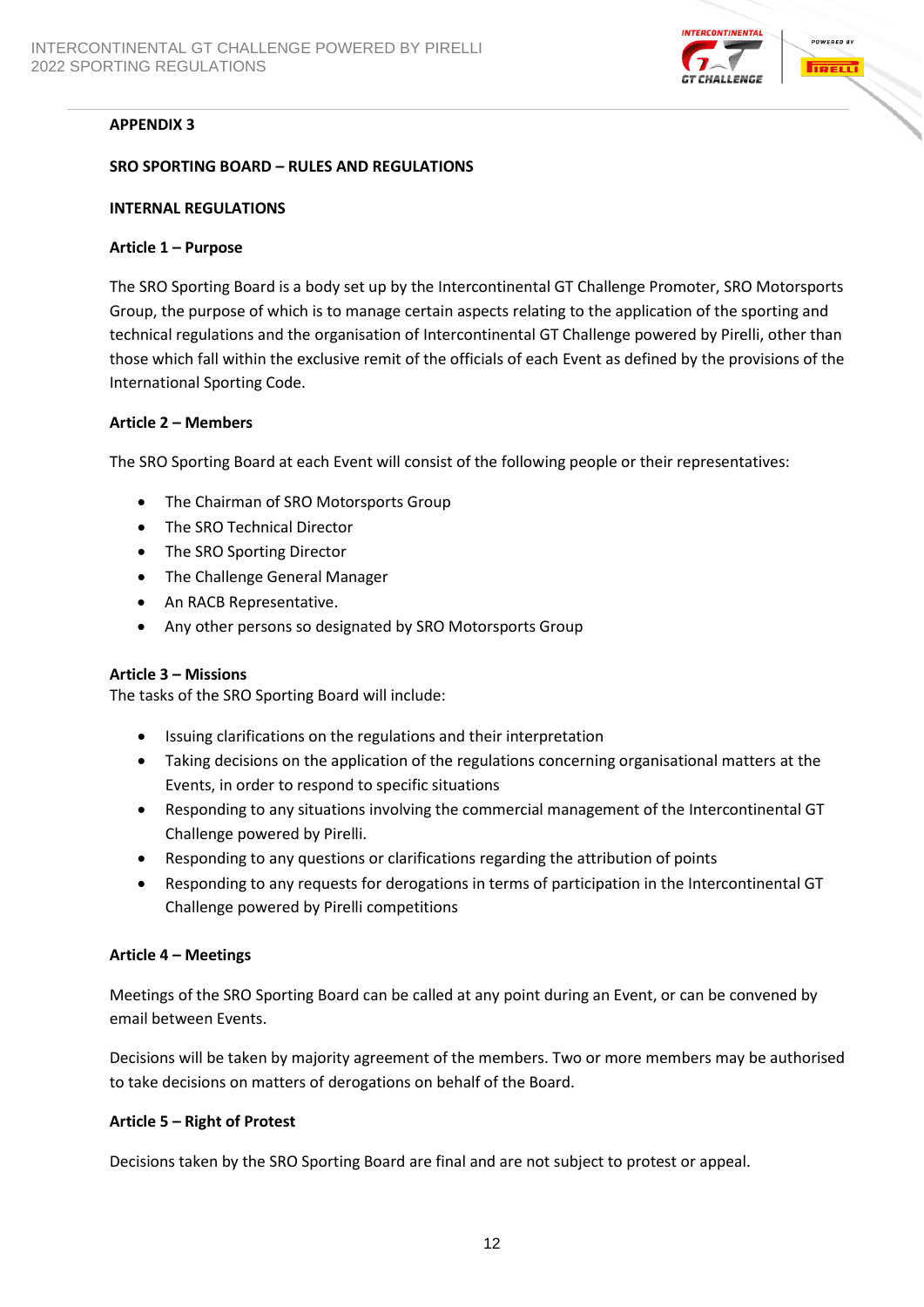## APPENDIX 3

## SRO SPORTING BOARD – RULES AND REGULATIONS

### INTERNAL REGULATIONS

**Article 1 – Purpose**

The SRO Sporting Board is a body set up by the Intercontinental GT Challenge Promoter, SRO Motorsports Group, the purpose of which is to manage certain aspects relating to the application of the sporting and technical regulations and the organisation of Intercontinental GT Challenge powered by Pirelli, other than those which fall within the exclusive remit of the officials of each Event as defined by the provisions of the International Sporting Code.

**Article 2 – Members**

The SRO Sporting Board at each Event will consist of the following people or their representatives:

- The Chairman of SRO Motorsports Group
- The SRO Technical Director
- The SRO Sporting Director
- The Challenge General Manager
- An RACB Representative.
- Any other persons so designated by SRO Motorsports Group

**Article 3 – Missions**

The tasks of the SRO Sporting Board will include:

- Issuing clarifications on the regulations and their interpretation
- Taking decisions on the application of the regulations concerning organisational matters at the Events, in order to respond to specific situations
- Responding to any situations involving the commercial management of the Intercontinental GT Challenge powered by Pirelli.
- Responding to any questions or clarifications regarding the attribution of points
- Responding to any requests for derogations in terms of participation in the Intercontinental GT Challenge powered by Pirelli competitions

**Article 4 – Meetings**

Meetings of the SRO Sporting Board can be called at any point during an Event, or can be convened by email between Events.

Decisions will be taken by majority agreement of the members. Two or more members may be authorised to take decisions on matters of derogations on behalf of the Board.

**Article 5 – Right of Protest**

Decisions taken by the SRO Sporting Board are final and are not subject to protest or appeal.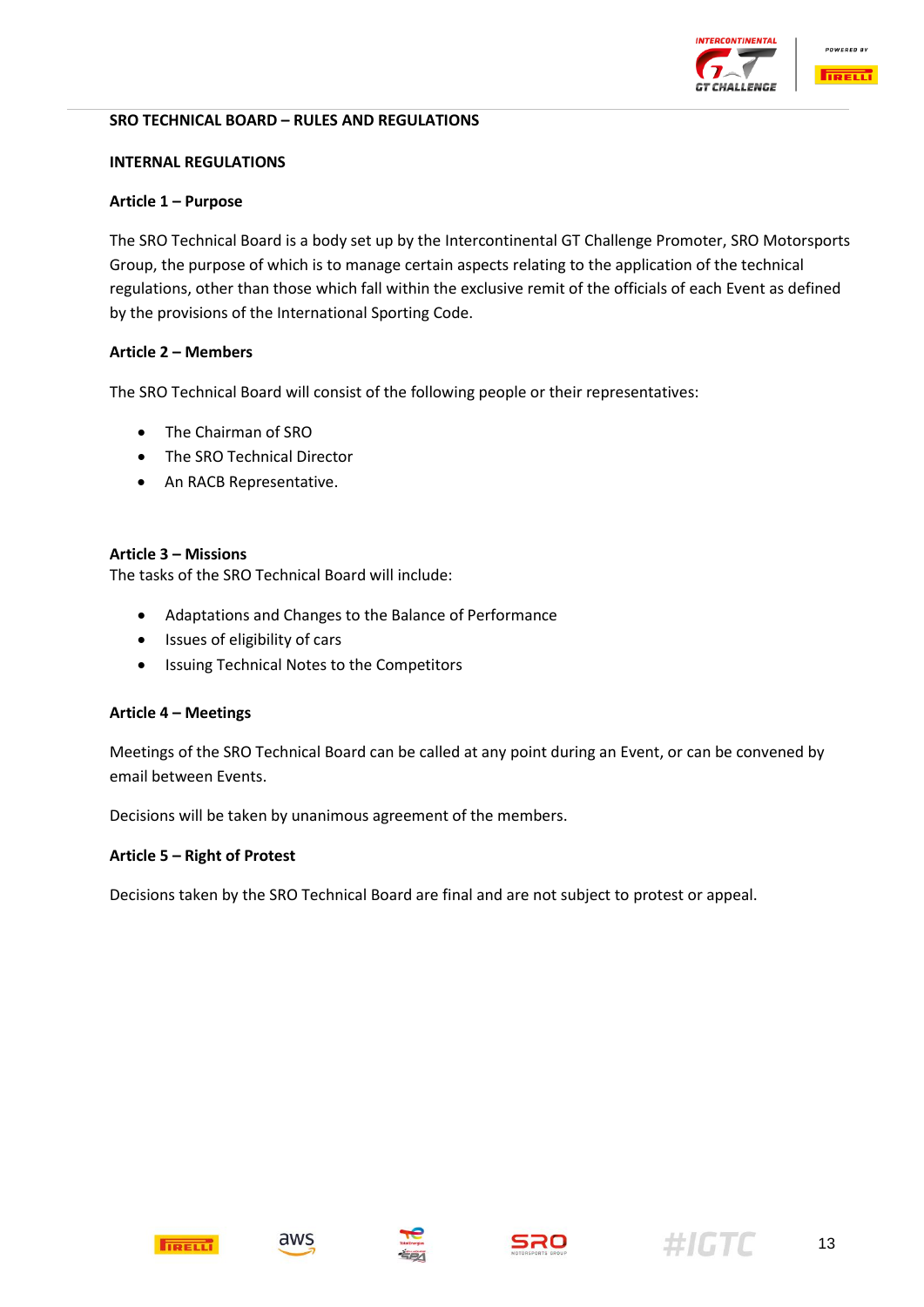**SRO TECHNICAL BOARD – RULES AND REGULATIONS**

**INTERNAL REGULATIONS**

**Article 1 – Purpose**

The SRO Technical Board is a body set up by the Intercontinental GT Challenge Promoter, SRO Motorsports Group, the purpose of which is to manage certain aspects relating to the application of the technical regulations, other than those which fall within the exclusive remit of the officials of each Event as defined by the provisions of the International Sporting Code.

**Article 2 – Members**

The SRO Technical Board will consist of the following people or their representatives:

- The Chairman of SRO
- The SRO Technical Director
- An RACB Representative.

**Article 3 – Missions**

The tasks of the SRO Technical Board will include:

- Adaptations and Changes to the Balance of Performance
- Issues of eligibility of cars
- Issuing Technical Notes to the Competitors

**Article 4 – Meetings**

Meetings of the SRO Technical Board can be called at any point during an Event, or can be convened by email between Events.

Decisions will be taken by unanimous agreement of the members.

**Article 5 – Right of Protest**

Decisions taken by the SRO Technical Board are final and are not subject to protest or appeal.